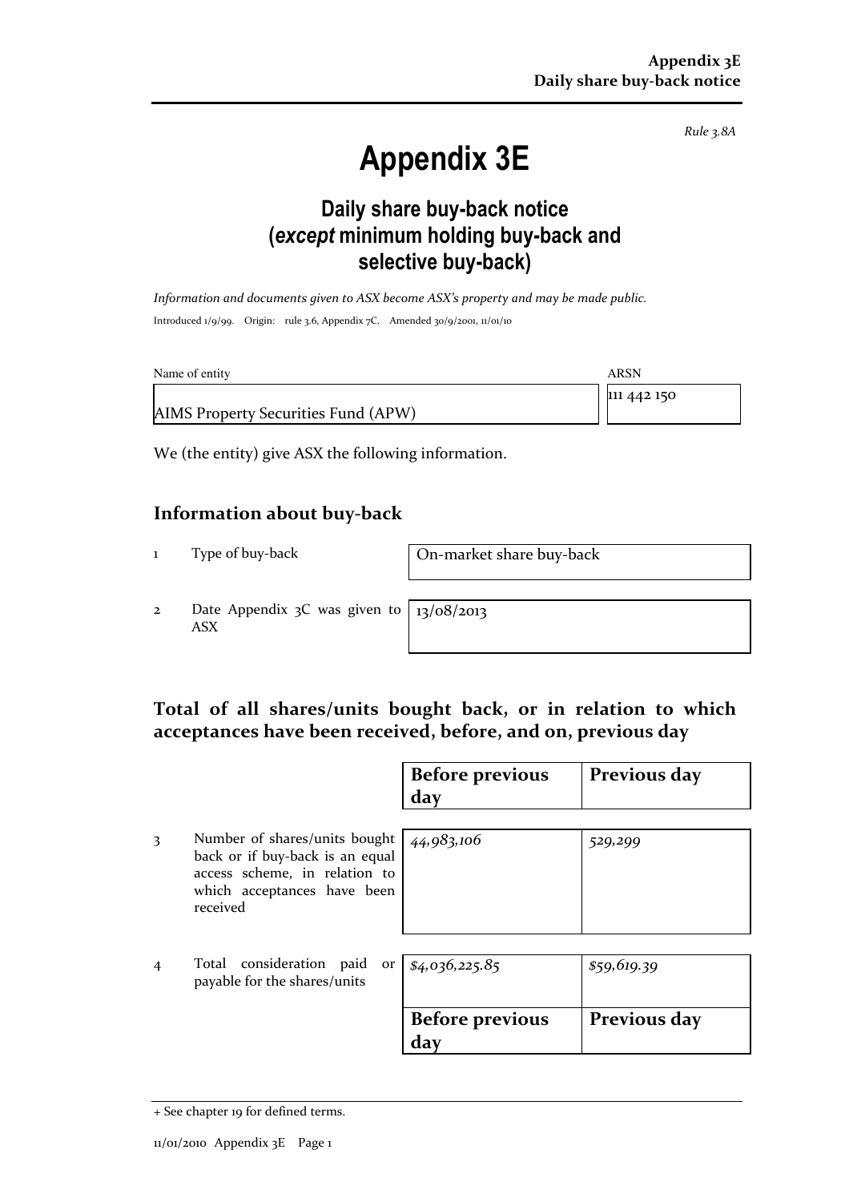*Rule 3.8A*

# Appendix 3E

## Daily share buy-back notice (*except* minimum holding buy-back and selective buy-back)

*Information and documents given to ASX become ASX's property and may be made public.*

Introduced 1/9/99. Origin: rule 3.6, Appendix 7C. Amended 30/9/2001, 11/01/10

| Name of entity | ARSN |
|---|---|
| AIMS Property Securities Fund (APW) | 111 442 150 |

We (the entity) give ASX the following information.

## Information about buy-back

| | | |
|---|---|---|
| 1 | Type of buy-back | On-market share buy-back |
| 2 | Date Appendix 3C was given to ASX | 13/08/2013 |

## Total of all shares/units bought back, or in relation to which acceptances have been received, before, and on, previous day

| | | Before previous day | Previous day |
|---|---|---|---|
| 3 | Number of shares/units bought back or if buy-back is an equal access scheme, in relation to which acceptances have been received | *44,983,106* | *529,299* |
| 4 | Total consideration paid or payable for the shares/units | *$4,036,225.85* | *$59,619.39* |

| Before previous day | Previous day |
|---|---|

+ See chapter 19 for defined terms.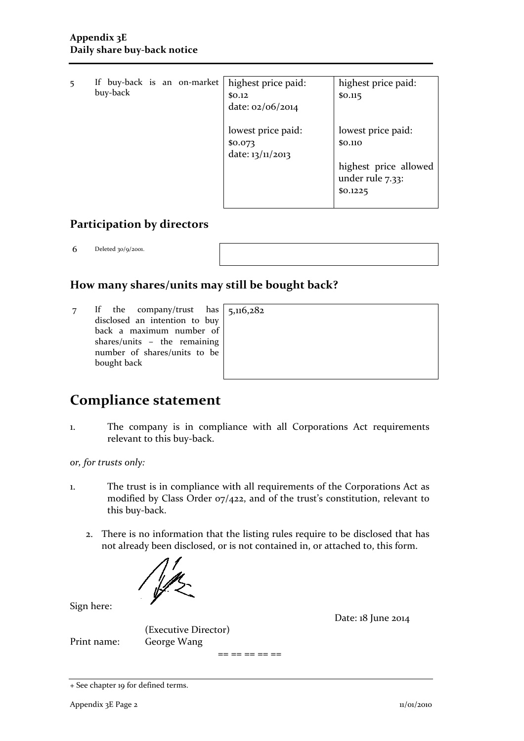**Appendix 3E**
**Daily share buy-back notice**

| | | | |
|---|---|---|---|
| 5 | If buy-back is an on-market buy-back | highest price paid: \$0.12<br>date: 02/06/2014<br><br>lowest price paid: \$0.073<br>date: 13/11/2013 | highest price paid: \$0.115<br><br>lowest price paid: \$0.110<br><br>highest price allowed under rule 7.33: \$0.1225 |

## Participation by directors

| | | |
|---|---|---|
| 6 | Deleted 30/9/2001. | |

## How many shares/units may still be bought back?

| | | |
|---|---|---|
| 7 | If the company/trust has disclosed an intention to buy back a maximum number of shares/units – the remaining number of shares/units to be bought back | 5,116,282 |

# Compliance statement

1. The company is in compliance with all Corporations Act requirements relevant to this buy-back.

*or, for trusts only:*

1. The trust is in compliance with all requirements of the Corporations Act as modified by Class Order 07/422, and of the trust's constitution, relevant to this buy-back.

2. There is no information that the listing rules require to be disclosed that has not already been disclosed, or is not contained in, or attached to, this form.

Sign here:

Date: 18 June 2014

(Executive Director)

Print name: George Wang

== == == == ==

+ See chapter 19 for defined terms.